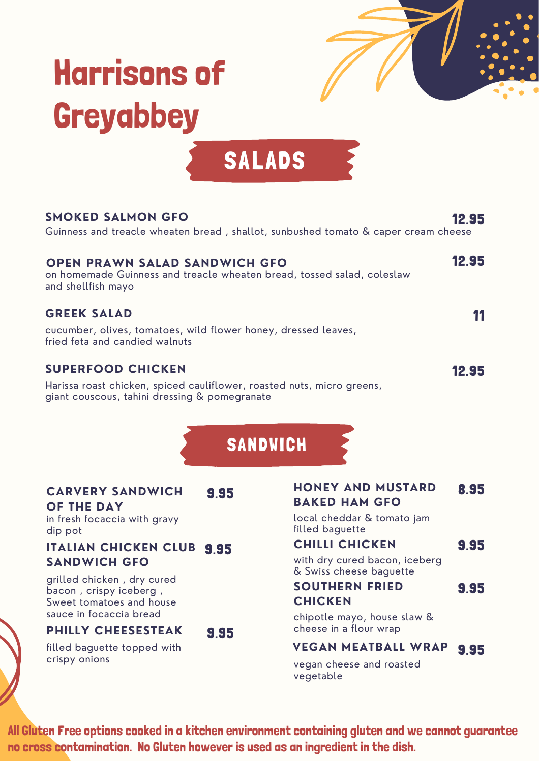# Harrisons of Greyabbey

## SALADS

**SMOKED SALMON GFO** — 12.95
Guinness and treacle wheaten bread , shallot, sunbushed tomato & caper cream cheese

**OPEN PRAWN SALAD SANDWICH GFO** — 12.95
on homemade Guinness and treacle wheaten bread, tossed salad, coleslaw and shellfish mayo

**GREEK SALAD** — 11
cucumber, olives, tomatoes, wild flower honey, dressed leaves, fried feta and candied walnuts

**SUPERFOOD CHICKEN** — 12.95
Harissa roast chicken, spiced cauliflower, roasted nuts, micro greens, giant couscous, tahini dressing & pomegranate

## SANDWICH

**CARVERY SANDWICH OF THE DAY** — 9.95
in fresh focaccia with gravy dip pot

**ITALIAN CHICKEN CLUB SANDWICH GFO** — 9.95
grilled chicken , dry cured bacon , crispy iceberg , Sweet tomatoes and house sauce in focaccia bread

**PHILLY CHEESESTEAK** — 9.95
filled baguette topped with crispy onions

**HONEY AND MUSTARD BAKED HAM GFO** — 8.95
local cheddar & tomato jam filled baguette

**CHILLI CHICKEN** — 9.95
with dry cured bacon, iceberg & Swiss cheese baguette

**SOUTHERN FRIED CHICKEN** — 9.95
chipotle mayo, house slaw & cheese in a flour wrap

**VEGAN MEATBALL WRAP** — 9.95
vegan cheese and roasted vegetable

**All Gluten Free options cooked in a kitchen environment containing gluten and we cannot guarantee no cross contamination. No Gluten however is used as an ingredient in the dish.**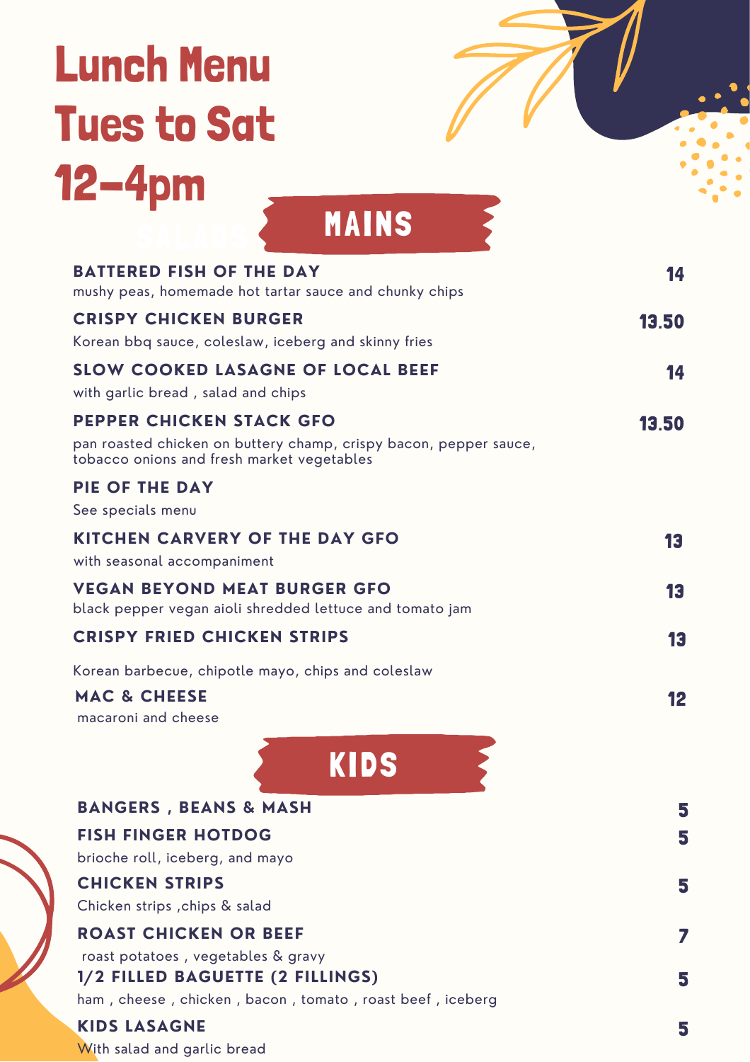# Lunch Menu Tues to Sat 12–4pm

## MAINS

**BATTERED FISH OF THE DAY** — 14
mushy peas, homemade hot tartar sauce and chunky chips

**CRISPY CHICKEN BURGER** — 13.50
Korean bbq sauce, coleslaw, iceberg and skinny fries

**SLOW COOKED LASAGNE OF LOCAL BEEF** — 14
with garlic bread , salad and chips

**PEPPER CHICKEN STACK GFO** — 13.50
pan roasted chicken on buttery champ, crispy bacon, pepper sauce, tobacco onions and fresh market vegetables

**PIE OF THE DAY**
See specials menu

**KITCHEN CARVERY OF THE DAY GFO** — 13
with seasonal accompaniment

**VEGAN BEYOND MEAT BURGER GFO** — 13
black pepper vegan aioli shredded lettuce and tomato jam

**CRISPY FRIED CHICKEN STRIPS** — 13
Korean barbecue, chipotle mayo, chips and coleslaw

**MAC & CHEESE** — 12
macaroni and cheese

## KIDS

**BANGERS , BEANS & MASH** — 5

**FISH FINGER HOTDOG** — 5
brioche roll, iceberg, and mayo

**CHICKEN STRIPS** — 5
Chicken strips ,chips & salad

**ROAST CHICKEN OR BEEF** — 7
roast potatoes , vegetables & gravy

**1/2 FILLED BAGUETTE (2 FILLINGS)** — 5
ham , cheese , chicken , bacon , tomato , roast beef , iceberg

**KIDS LASAGNE** — 5
With salad and garlic bread